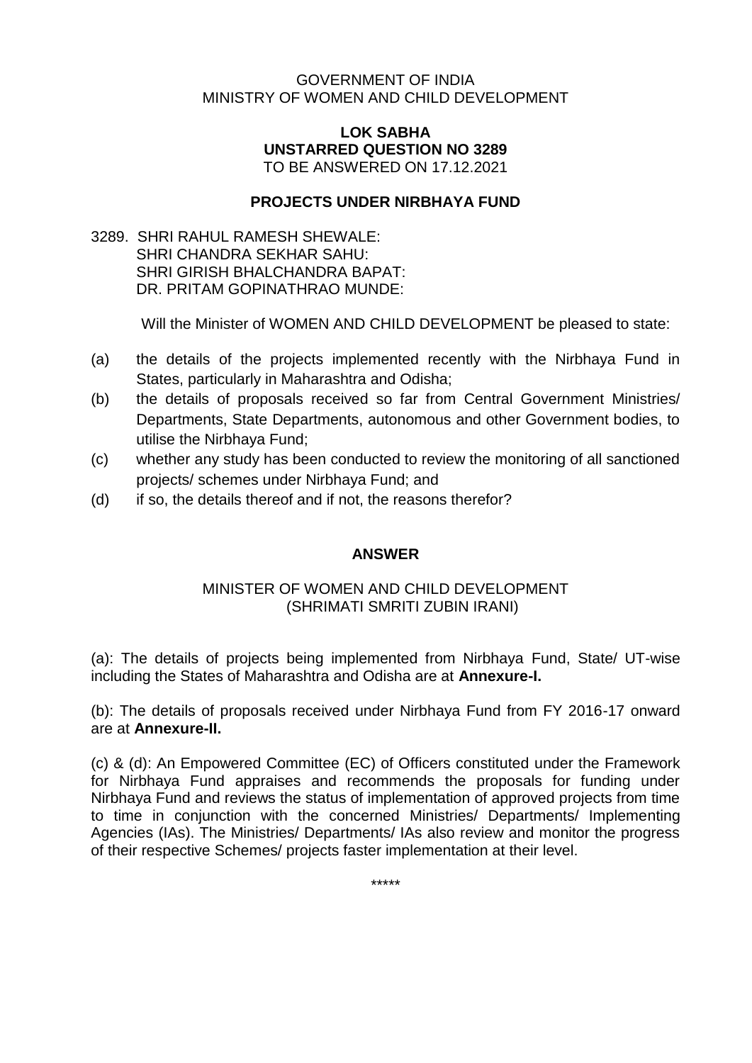GOVERNMENT OF INDIA
MINISTRY OF WOMEN AND CHILD DEVELOPMENT

**LOK SABHA**
**UNSTARRED QUESTION NO 3289**
TO BE ANSWERED ON 17.12.2021

**PROJECTS UNDER NIRBHAYA FUND**

3289. SHRI RAHUL RAMESH SHEWALE:
SHRI CHANDRA SEKHAR SAHU:
SHRI GIRISH BHALCHANDRA BAPAT:
DR. PRITAM GOPINATHRAO MUNDE:

Will the Minister of WOMEN AND CHILD DEVELOPMENT be pleased to state:

(a) the details of the projects implemented recently with the Nirbhaya Fund in States, particularly in Maharashtra and Odisha;

(b) the details of proposals received so far from Central Government Ministries/ Departments, State Departments, autonomous and other Government bodies, to utilise the Nirbhaya Fund;

(c) whether any study has been conducted to review the monitoring of all sanctioned projects/ schemes under Nirbhaya Fund; and

(d) if so, the details thereof and if not, the reasons therefor?

**ANSWER**

MINISTER OF WOMEN AND CHILD DEVELOPMENT
(SHRIMATI SMRITI ZUBIN IRANI)

(a): The details of projects being implemented from Nirbhaya Fund, State/ UT-wise including the States of Maharashtra and Odisha are at **Annexure-I.**

(b): The details of proposals received under Nirbhaya Fund from FY 2016-17 onward are at **Annexure-II.**

(c) & (d): An Empowered Committee (EC) of Officers constituted under the Framework for Nirbhaya Fund appraises and recommends the proposals for funding under Nirbhaya Fund and reviews the status of implementation of approved projects from time to time in conjunction with the concerned Ministries/ Departments/ Implementing Agencies (IAs). The Ministries/ Departments/ IAs also review and monitor the progress of their respective Schemes/ projects faster implementation at their level.

*****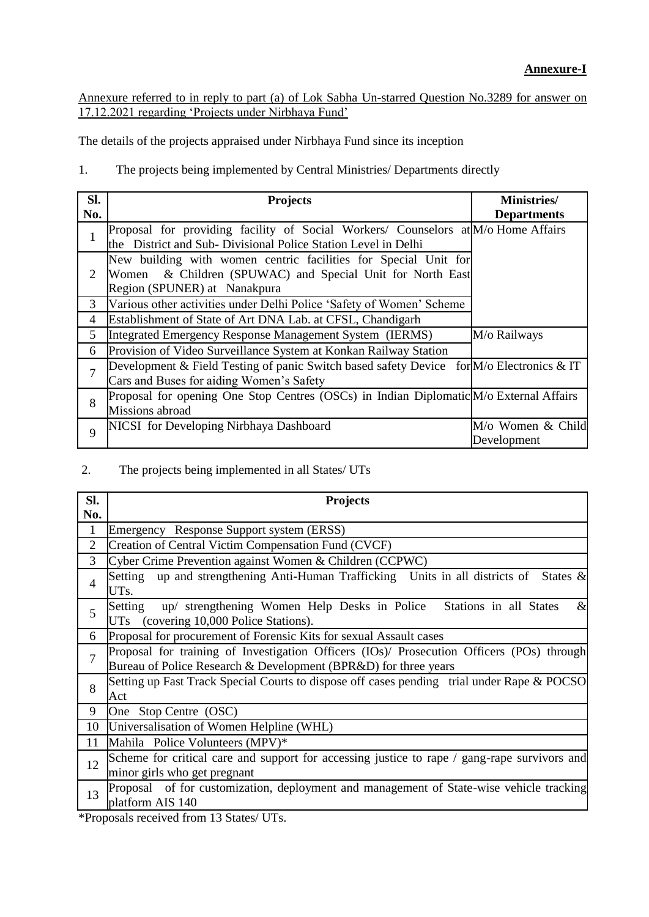**Annexure-I**

Annexure referred to in reply to part (a) of Lok Sabha Un-starred Question No.3289 for answer on 17.12.2021 regarding 'Projects under Nirbhaya Fund'

The details of the projects appraised under Nirbhaya Fund since its inception

1. The projects being implemented by Central Ministries/ Departments directly

| Sl. No. | Projects | Ministries/ Departments |
|---|---|---|
| 1 | Proposal for providing facility of Social Workers/ Counselors at the District and Sub- Divisional Police Station Level in Delhi | M/o Home Affairs |
| 2 | New building with women centric facilities for Special Unit for Women & Children (SPUWAC) and Special Unit for North East Region (SPUNER) at Nanakpura | |
| 3 | Various other activities under Delhi Police 'Safety of Women' Scheme | |
| 4 | Establishment of State of Art DNA Lab. at CFSL, Chandigarh | |
| 5 | Integrated Emergency Response Management System (IERMS) | M/o Railways |
| 6 | Provision of Video Surveillance System at Konkan Railway Station | |
| 7 | Development & Field Testing of panic Switch based safety Device for Cars and Buses for aiding Women's Safety | M/o Electronics & IT |
| 8 | Proposal for opening One Stop Centres (OSCs) in Indian Diplomatic Missions abroad | M/o External Affairs |
| 9 | NICSI for Developing Nirbhaya Dashboard | M/o Women & Child Development |

2. The projects being implemented in all States/ UTs

| Sl. No. | Projects |
|---|---|
| 1 | Emergency Response Support system (ERSS) |
| 2 | Creation of Central Victim Compensation Fund (CVCF) |
| 3 | Cyber Crime Prevention against Women & Children (CCPWC) |
| 4 | Setting up and strengthening Anti-Human Trafficking Units in all districts of States & UTs. |
| 5 | Setting up/ strengthening Women Help Desks in Police Stations in all States & UTs (covering 10,000 Police Stations). |
| 6 | Proposal for procurement of Forensic Kits for sexual Assault cases |
| 7 | Proposal for training of Investigation Officers (IOs)/ Prosecution Officers (POs) through Bureau of Police Research & Development (BPR&D) for three years |
| 8 | Setting up Fast Track Special Courts to dispose off cases pending trial under Rape & POCSO Act |
| 9 | One Stop Centre (OSC) |
| 10 | Universalisation of Women Helpline (WHL) |
| 11 | Mahila Police Volunteers (MPV)* |
| 12 | Scheme for critical care and support for accessing justice to rape / gang-rape survivors and minor girls who get pregnant |
| 13 | Proposal of for customization, deployment and management of State-wise vehicle tracking platform AIS 140 |

*Proposals received from 13 States/ UTs.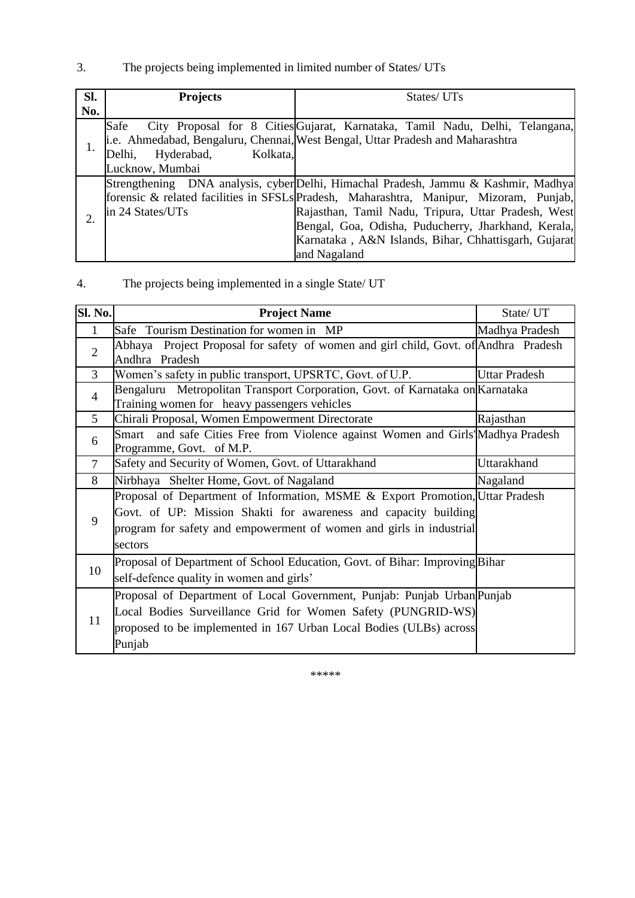3. The projects being implemented in limited number of States/ UTs

| Sl. No. | Projects | States/ UTs |
|---|---|---|
| 1. | Safe City Proposal for 8 Cities i.e. Ahmedabad, Bengaluru, Chennai, Delhi, Hyderabad, Kolkata, Lucknow, Mumbai | Gujarat, Karnataka, Tamil Nadu, Delhi, Telangana, West Bengal, Uttar Pradesh and Maharashtra |
| 2. | Strengthening DNA analysis, cyber forensic & related facilities in SFSLs in 24 States/UTs | Delhi, Himachal Pradesh, Jammu & Kashmir, Madhya Pradesh, Maharashtra, Manipur, Mizoram, Punjab, Rajasthan, Tamil Nadu, Tripura, Uttar Pradesh, West Bengal, Goa, Odisha, Puducherry, Jharkhand, Kerala, Karnataka , A&N Islands, Bihar, Chhattisgarh, Gujarat and Nagaland |

4. The projects being implemented in a single State/ UT

| Sl. No. | Project Name | State/ UT |
|---|---|---|
| 1 | Safe Tourism Destination for women in MP | Madhya Pradesh |
| 2 | Abhaya Project Proposal for safety of women and girl child, Govt. of Andhra Pradesh | Andhra Pradesh |
| 3 | Women's safety in public transport, UPSRTC, Govt. of U.P. | Uttar Pradesh |
| 4 | Bengaluru Metropolitan Transport Corporation, Govt. of Karnataka on Training women for heavy passengers vehicles | Karnataka |
| 5 | Chirali Proposal, Women Empowerment Directorate | Rajasthan |
| 6 | Smart and safe Cities Free from Violence against Women and Girls' Programme, Govt. of M.P. | Madhya Pradesh |
| 7 | Safety and Security of Women, Govt. of Uttarakhand | Uttarakhand |
| 8 | Nirbhaya Shelter Home, Govt. of Nagaland | Nagaland |
| 9 | Proposal of Department of Information, MSME & Export Promotion, Govt. of UP: Mission Shakti for awareness and capacity building program for safety and empowerment of women and girls in industrial sectors | Uttar Pradesh |
| 10 | Proposal of Department of School Education, Govt. of Bihar: Improving self-defence quality in women and girls' | Bihar |
| 11 | Proposal of Department of Local Government, Punjab: Punjab Urban Local Bodies Surveillance Grid for Women Safety (PUNGRID-WS) proposed to be implemented in 167 Urban Local Bodies (ULBs) across Punjab | Punjab |

*****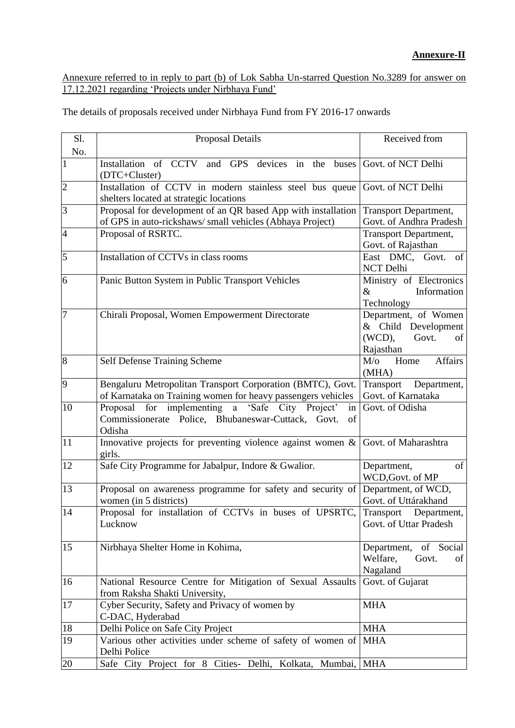**Annexure-II**

Annexure referred to in reply to part (b) of Lok Sabha Un-starred Question No.3289 for answer on 17.12.2021 regarding 'Projects under Nirbhaya Fund'

The details of proposals received under Nirbhaya Fund from FY 2016-17 onwards

| Sl. No. | Proposal Details | Received from |
|---|---|---|
| 1 | Installation of CCTV and GPS devices in the buses (DTC+Cluster) | Govt. of NCT Delhi |
| 2 | Installation of CCTV in modern stainless steel bus queue shelters located at strategic locations | Govt. of NCT Delhi |
| 3 | Proposal for development of an QR based App with installation of GPS in auto-rickshaws/ small vehicles (Abhaya Project) | Transport Department, Govt. of Andhra Pradesh |
| 4 | Proposal of RSRTC. | Transport Department, Govt. of Rajasthan |
| 5 | Installation of CCTVs in class rooms | East DMC, Govt. of NCT Delhi |
| 6 | Panic Button System in Public Transport Vehicles | Ministry of Electronics & Information Technology |
| 7 | Chirali Proposal, Women Empowerment Directorate | Department, of Women & Child Development (WCD), Govt. of Rajasthan |
| 8 | Self Defense Training Scheme | M/o Home Affairs (MHA) |
| 9 | Bengaluru Metropolitan Transport Corporation (BMTC), Govt. of Karnataka on Training women for heavy passengers vehicles | Transport Department, Govt. of Karnataka |
| 10 | Proposal for implementing a 'Safe City Project' in Commissionerate Police, Bhubaneswar-Cuttack, Govt. of Odisha | Govt. of Odisha |
| 11 | Innovative projects for preventing violence against women & girls. | Govt. of Maharashtra |
| 12 | Safe City Programme for Jabalpur, Indore & Gwalior. | Department, of WCD,Govt. of MP |
| 13 | Proposal on awareness programme for safety and security of women (in 5 districts) | Department, of WCD, Govt. of Uttárakhand |
| 14 | Proposal for installation of CCTVs in buses of UPSRTC, Lucknow | Transport Department, Govt. of Uttar Pradesh |
| 15 | Nirbhaya Shelter Home in Kohima, | Department, of Social Welfare, Govt. of Nagaland |
| 16 | National Resource Centre for Mitigation of Sexual Assaults from Raksha Shakti University, | Govt. of Gujarat |
| 17 | Cyber Security, Safety and Privacy of women by C-DAC, Hyderabad | MHA |
| 18 | Delhi Police on Safe City Project | MHA |
| 19 | Various other activities under scheme of safety of women of Delhi Police | MHA |
| 20 | Safe City Project for 8 Cities- Delhi, Kolkata, Mumbai, | MHA |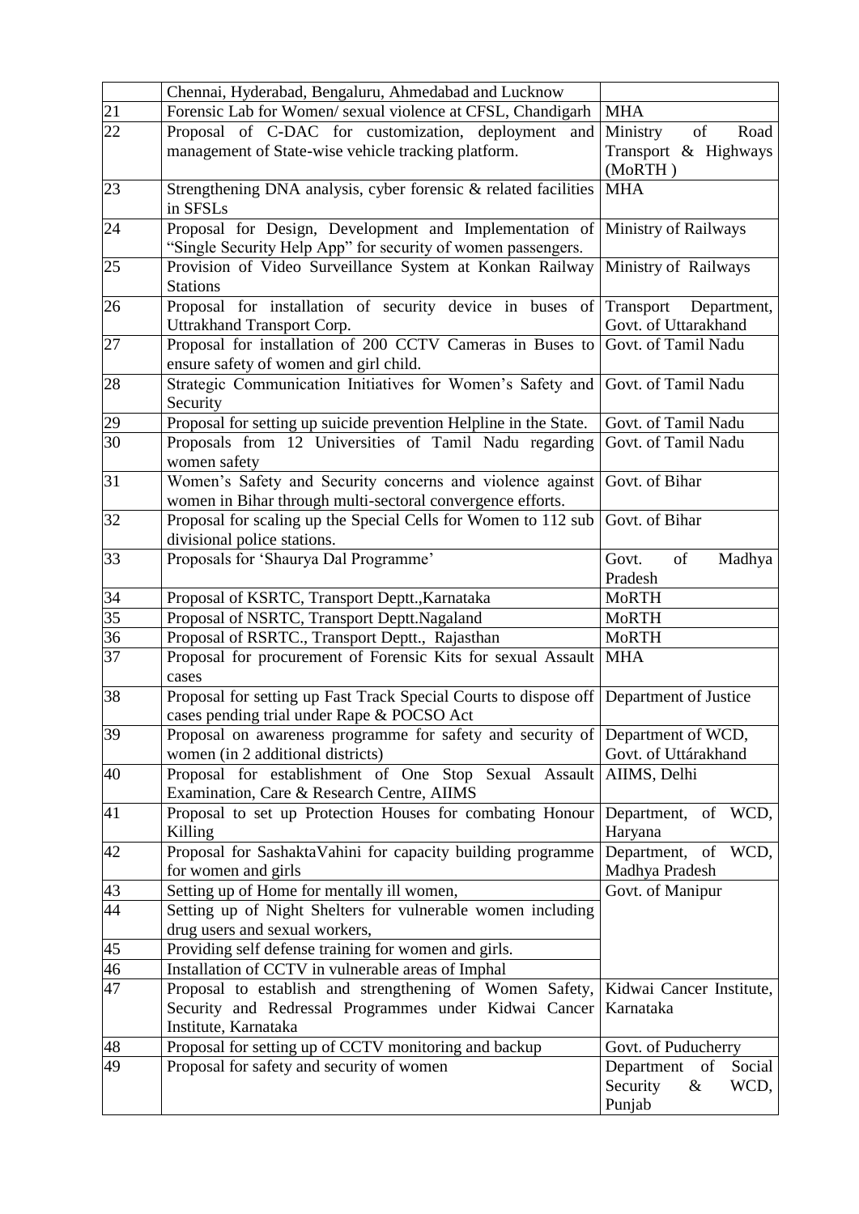| | | |
|---|---|---|
| | Chennai, Hyderabad, Bengaluru, Ahmedabad and Lucknow | |
| 21 | Forensic Lab for Women/ sexual violence at CFSL, Chandigarh | MHA |
| 22 | Proposal of C-DAC for customization, deployment and management of State-wise vehicle tracking platform. | Ministry of Road Transport & Highways (MoRTH ) |
| 23 | Strengthening DNA analysis, cyber forensic & related facilities in SFSLs | MHA |
| 24 | Proposal for Design, Development and Implementation of "Single Security Help App" for security of women passengers. | Ministry of Railways |
| 25 | Provision of Video Surveillance System at Konkan Railway Stations | Ministry of Railways |
| 26 | Proposal for installation of security device in buses of Uttrakhand Transport Corp. | Transport Department, Govt. of Uttarakhand |
| 27 | Proposal for installation of 200 CCTV Cameras in Buses to ensure safety of women and girl child. | Govt. of Tamil Nadu |
| 28 | Strategic Communication Initiatives for Women's Safety and Security | Govt. of Tamil Nadu |
| 29 | Proposal for setting up suicide prevention Helpline in the State. | Govt. of Tamil Nadu |
| 30 | Proposals from 12 Universities of Tamil Nadu regarding women safety | Govt. of Tamil Nadu |
| 31 | Women's Safety and Security concerns and violence against women in Bihar through multi-sectoral convergence efforts. | Govt. of Bihar |
| 32 | Proposal for scaling up the Special Cells for Women to 112 sub divisional police stations. | Govt. of Bihar |
| 33 | Proposals for 'Shaurya Dal Programme' | Govt. of Madhya Pradesh |
| 34 | Proposal of KSRTC, Transport Deptt.,Karnataka | MoRTH |
| 35 | Proposal of NSRTC, Transport Deptt.Nagaland | MoRTH |
| 36 | Proposal of RSRTC., Transport Deptt., Rajasthan | MoRTH |
| 37 | Proposal for procurement of Forensic Kits for sexual Assault cases | MHA |
| 38 | Proposal for setting up Fast Track Special Courts to dispose off cases pending trial under Rape & POCSO Act | Department of Justice |
| 39 | Proposal on awareness programme for safety and security of women (in 2 additional districts) | Department of WCD, Govt. of Uttárakhand |
| 40 | Proposal for establishment of One Stop Sexual Assault Examination, Care & Research Centre, AIIMS | AIIMS, Delhi |
| 41 | Proposal to set up Protection Houses for combating Honour Killing | Department, of WCD, Haryana |
| 42 | Proposal for SashaktaVahini for capacity building programme for women and girls | Department, of WCD, Madhya Pradesh |
| 43 | Setting up of Home for mentally ill women, | Govt. of Manipur |
| 44 | Setting up of Night Shelters for vulnerable women including drug users and sexual workers, | |
| 45 | Providing self defense training for women and girls. | |
| 46 | Installation of CCTV in vulnerable areas of Imphal | |
| 47 | Proposal to establish and strengthening of Women Safety, Security and Redressal Programmes under Kidwai Cancer Institute, Karnataka | Kidwai Cancer Institute, Karnataka |
| 48 | Proposal for setting up of CCTV monitoring and backup | Govt. of Puducherry |
| 49 | Proposal for safety and security of women | Department of Social Security & WCD, Punjab |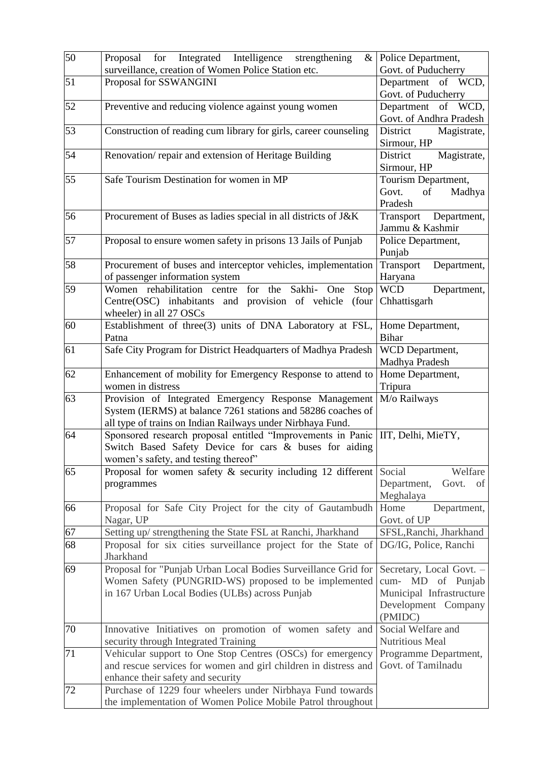| 50 | Proposal for Integrated Intelligence strengthening & surveillance, creation of Women Police Station etc. | Police Department, Govt. of Puducherry |
|---|---|---|
| 51 | Proposal for SSWANGINI | Department of WCD, Govt. of Puducherry |
| 52 | Preventive and reducing violence against young women | Department of WCD, Govt. of Andhra Pradesh |
| 53 | Construction of reading cum library for girls, career counseling | District Magistrate, Sirmour, HP |
| 54 | Renovation/ repair and extension of Heritage Building | District Magistrate, Sirmour, HP |
| 55 | Safe Tourism Destination for women in MP | Tourism Department, Govt. of Madhya Pradesh |
| 56 | Procurement of Buses as ladies special in all districts of J&K | Transport Department, Jammu & Kashmir |
| 57 | Proposal to ensure women safety in prisons 13 Jails of Punjab | Police Department, Punjab |
| 58 | Procurement of buses and interceptor vehicles, implementation of passenger information system | Transport Department, Haryana |
| 59 | Women rehabilitation centre for the Sakhi- One Stop Centre(OSC) inhabitants and provision of vehicle (four wheeler) in all 27 OSCs | WCD Department, Chhattisgarh |
| 60 | Establishment of three(3) units of DNA Laboratory at FSL, Patna | Home Department, Bihar |
| 61 | Safe City Program for District Headquarters of Madhya Pradesh | WCD Department, Madhya Pradesh |
| 62 | Enhancement of mobility for Emergency Response to attend to women in distress | Home Department, Tripura |
| 63 | Provision of Integrated Emergency Response Management System (IERMS) at balance 7261 stations and 58286 coaches of all type of trains on Indian Railways under Nirbhaya Fund. | M/o Railways |
| 64 | Sponsored research proposal entitled "Improvements in Panic Switch Based Safety Device for cars & buses for aiding women's safety, and testing thereof" | IIT, Delhi, MieTY, |
| 65 | Proposal for women safety & security including 12 different programmes | Social Welfare Department, Govt. of Meghalaya |
| 66 | Proposal for Safe City Project for the city of Gautambudh Nagar, UP | Home Department, Govt. of UP |
| 67 | Setting up/ strengthening the State FSL at Ranchi, Jharkhand | SFSL,Ranchi, Jharkhand |
| 68 | Proposal for six cities surveillance project for the State of Jharkhand | DG/IG, Police, Ranchi |
| 69 | Proposal for "Punjab Urban Local Bodies Surveillance Grid for Women Safety (PUNGRID-WS) proposed to be implemented in 167 Urban Local Bodies (ULBs) across Punjab | Secretary, Local Govt. – cum- MD of Punjab Municipal Infrastructure Development Company (PMIDC) |
| 70 | Innovative Initiatives on promotion of women safety and security through Integrated Training | Social Welfare and Nutritious Meal Programme Department, Govt. of Tamilnadu |
| 71 | Vehicular support to One Stop Centres (OSCs) for emergency and rescue services for women and girl children in distress and enhance their safety and security | |
| 72 | Purchase of 1229 four wheelers under Nirbhaya Fund towards the implementation of Women Police Mobile Patrol throughout | |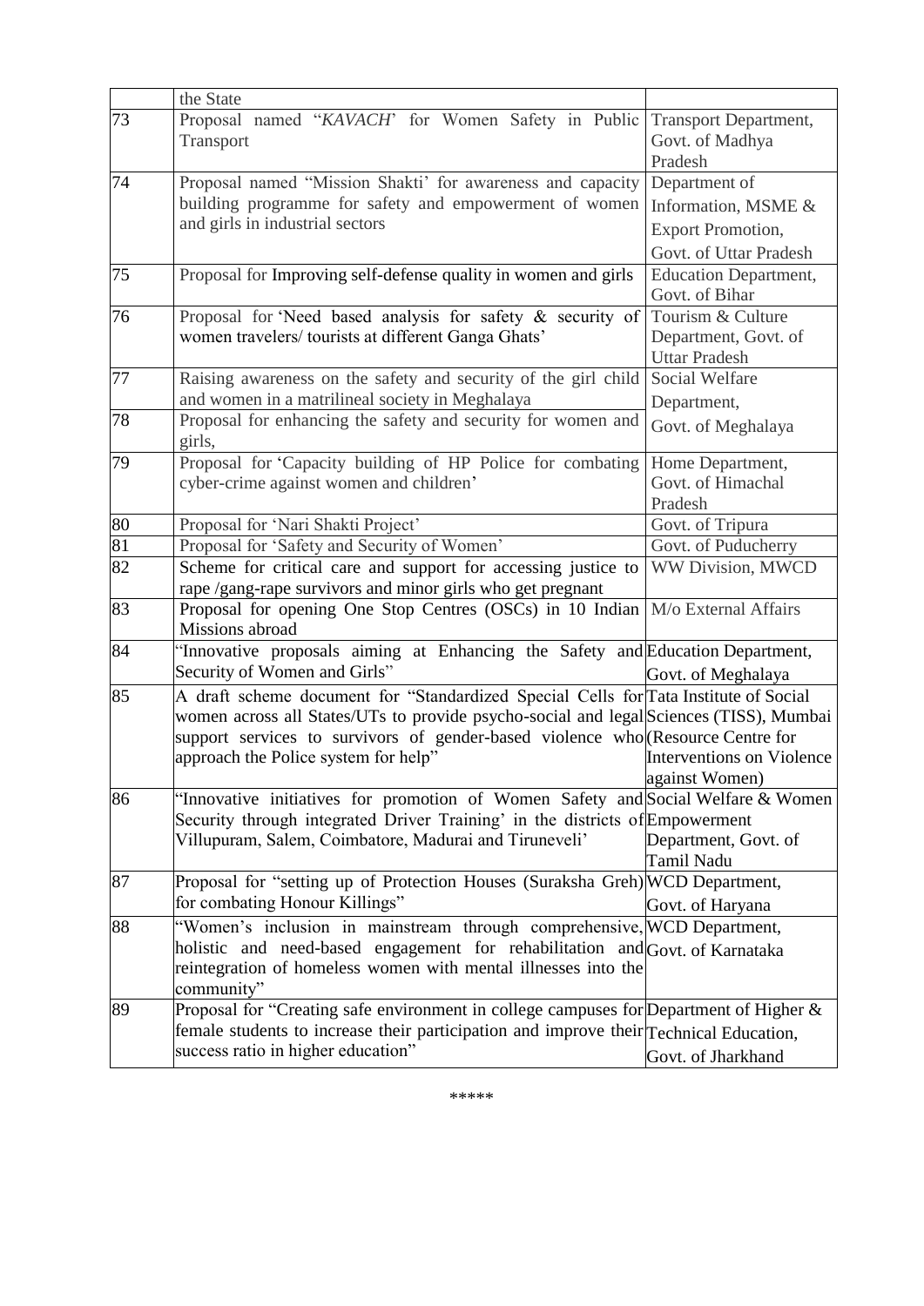| | | |
|---|---|---|
| | the State | |
| 73 | Proposal named "*KAVACH*" for Women Safety in Public Transport | Transport Department, Govt. of Madhya Pradesh |
| 74 | Proposal named "Mission Shakti' for awareness and capacity building programme for safety and empowerment of women and girls in industrial sectors | Department of Information, MSME & Export Promotion, Govt. of Uttar Pradesh |
| 75 | Proposal for Improving self-defense quality in women and girls | Education Department, Govt. of Bihar |
| 76 | Proposal for 'Need based analysis for safety & security of women travelers/ tourists at different Ganga Ghats' | Tourism & Culture Department, Govt. of Uttar Pradesh |
| 77 | Raising awareness on the safety and security of the girl child and women in a matrilineal society in Meghalaya | Social Welfare Department, Govt. of Meghalaya |
| 78 | Proposal for enhancing the safety and security for women and girls, | |
| 79 | Proposal for 'Capacity building of HP Police for combating cyber-crime against women and children' | Home Department, Govt. of Himachal Pradesh |
| 80 | Proposal for 'Nari Shakti Project' | Govt. of Tripura |
| 81 | Proposal for 'Safety and Security of Women' | Govt. of Puducherry |
| 82 | Scheme for critical care and support for accessing justice to rape /gang-rape survivors and minor girls who get pregnant | WW Division, MWCD |
| 83 | Proposal for opening One Stop Centres (OSCs) in 10 Indian Missions abroad | M/o External Affairs |
| 84 | "Innovative proposals aiming at Enhancing the Safety and Security of Women and Girls" | Education Department, Govt. of Meghalaya |
| 85 | A draft scheme document for "Standardized Special Cells for women across all States/UTs to provide psycho-social and legal support services to survivors of gender-based violence who approach the Police system for help" | Tata Institute of Social Sciences (TISS), Mumbai (Resource Centre for Interventions on Violence against Women) |
| 86 | "Innovative initiatives for promotion of Women Safety and Security through integrated Driver Training' in the districts of Villupuram, Salem, Coimbatore, Madurai and Tiruneveli' | Social Welfare & Women Empowerment Department, Govt. of Tamil Nadu |
| 87 | Proposal for "setting up of Protection Houses (Suraksha Greh) for combating Honour Killings" | WCD Department, Govt. of Haryana |
| 88 | "Women's inclusion in mainstream through comprehensive, holistic and need-based engagement for rehabilitation and reintegration of homeless women with mental illnesses into the community" | WCD Department, Govt. of Karnataka |
| 89 | Proposal for "Creating safe environment in college campuses for female students to increase their participation and improve their success ratio in higher education" | Department of Higher & Technical Education, Govt. of Jharkhand |

*****